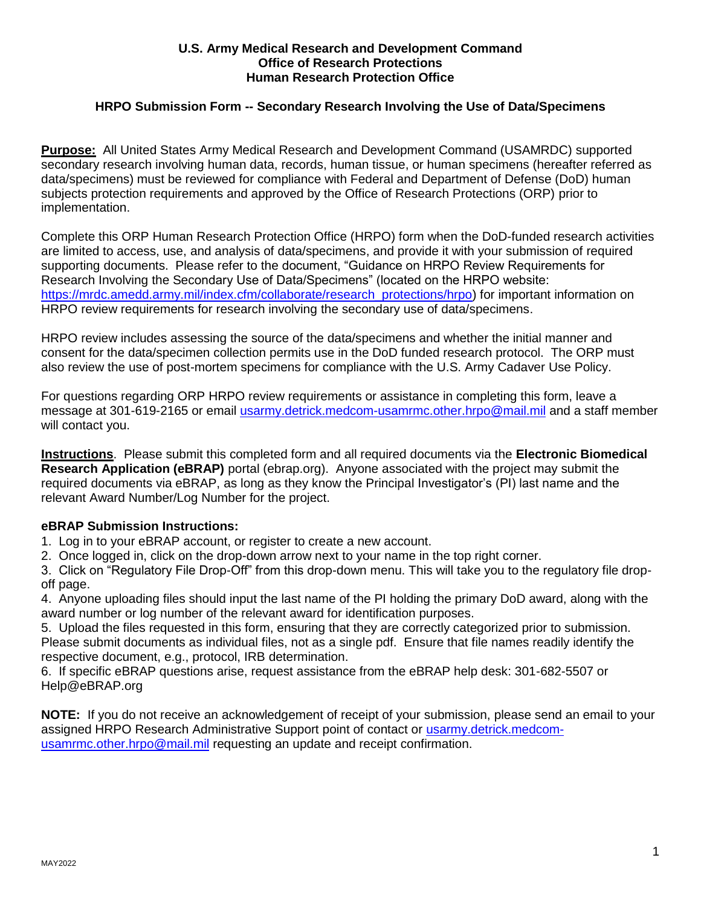**U.S. Army Medical Research and Development Command**
**Office of Research Protections**
**Human Research Protection Office**

# HRPO Submission Form -- Secondary Research Involving the Use of Data/Specimens

**Purpose:** All United States Army Medical Research and Development Command (USAMRDC) supported secondary research involving human data, records, human tissue, or human specimens (hereafter referred as data/specimens) must be reviewed for compliance with Federal and Department of Defense (DoD) human subjects protection requirements and approved by the Office of Research Protections (ORP) prior to implementation.

Complete this ORP Human Research Protection Office (HRPO) form when the DoD-funded research activities are limited to access, use, and analysis of data/specimens, and provide it with your submission of required supporting documents. Please refer to the document, "Guidance on HRPO Review Requirements for Research Involving the Secondary Use of Data/Specimens" (located on the HRPO website: https://mrdc.amedd.army.mil/index.cfm/collaborate/research_protections/hrpo) for important information on HRPO review requirements for research involving the secondary use of data/specimens.

HRPO review includes assessing the source of the data/specimens and whether the initial manner and consent for the data/specimen collection permits use in the DoD funded research protocol. The ORP must also review the use of post-mortem specimens for compliance with the U.S. Army Cadaver Use Policy.

For questions regarding ORP HRPO review requirements or assistance in completing this form, leave a message at 301-619-2165 or email usarmy.detrick.medcom-usamrmc.other.hrpo@mail.mil and a staff member will contact you.

**Instructions**. Please submit this completed form and all required documents via the **Electronic Biomedical Research Application (eBRAP)** portal (ebrap.org). Anyone associated with the project may submit the required documents via eBRAP, as long as they know the Principal Investigator's (PI) last name and the relevant Award Number/Log Number for the project.

**eBRAP Submission Instructions:**

1. Log in to your eBRAP account, or register to create a new account.
2. Once logged in, click on the drop-down arrow next to your name in the top right corner.
3. Click on "Regulatory File Drop-Off" from this drop-down menu. This will take you to the regulatory file drop-off page.
4. Anyone uploading files should input the last name of the PI holding the primary DoD award, along with the award number or log number of the relevant award for identification purposes.
5. Upload the files requested in this form, ensuring that they are correctly categorized prior to submission. Please submit documents as individual files, not as a single pdf. Ensure that file names readily identify the respective document, e.g., protocol, IRB determination.
6. If specific eBRAP questions arise, request assistance from the eBRAP help desk: 301-682-5507 or Help@eBRAP.org

**NOTE:** If you do not receive an acknowledgement of receipt of your submission, please send an email to your assigned HRPO Research Administrative Support point of contact or usarmy.detrick.medcom-usamrmc.other.hrpo@mail.mil requesting an update and receipt confirmation.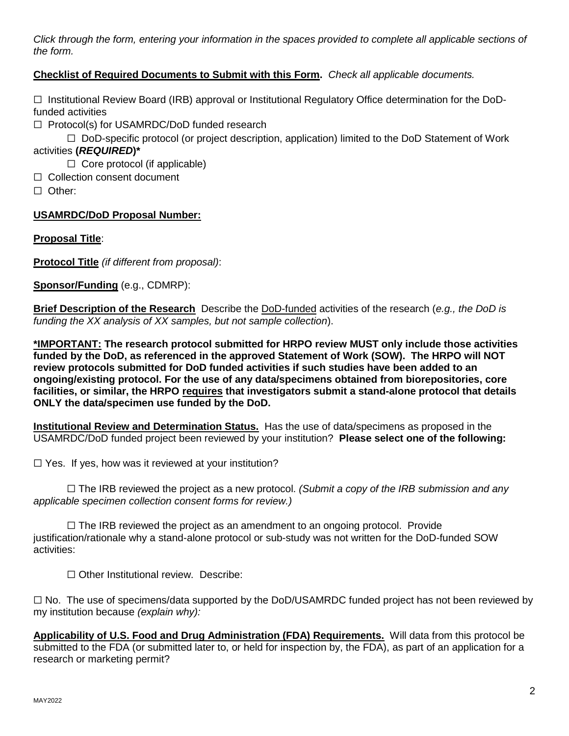*Click through the form, entering your information in the spaces provided to complete all applicable sections of the form.*

**<u>Checklist of Required Documents to Submit with this Form</u>.** *Check all applicable documents.*

☐ Institutional Review Board (IRB) approval or Institutional Regulatory Office determination for the DoD-funded activities

☐ Protocol(s) for USAMRDC/DoD funded research

　　☐ DoD-specific protocol (or project description, application) limited to the DoD Statement of Work activities **(*REQUIRED*)***

　　☐ Core protocol (if applicable)

☐ Collection consent document

☐ Other:

**<u>USAMRDC/DoD Proposal Number:</u>**

**<u>Proposal Title</u>**:

**<u>Protocol Title</u>** *(if different from proposal)*:

**<u>Sponsor/Funding</u>** (e.g., CDMRP):

**<u>Brief Description of the Research</u>** Describe the <u>DoD-funded</u> activities of the research (*e.g., the DoD is funding the XX analysis of XX samples, but not sample collection*).

**<u>*IMPORTANT:</u> The research protocol submitted for HRPO review MUST only include those activities funded by the DoD, as referenced in the approved Statement of Work (SOW). The HRPO will NOT review protocols submitted for DoD funded activities if such studies have been added to an ongoing/existing protocol. For the use of any data/specimens obtained from biorepositories, core facilities, or similar, the HRPO <u>requires</u> that investigators submit a stand-alone protocol that details ONLY the data/specimen use funded by the DoD.**

**<u>Institutional Review and Determination Status.</u>** Has the use of data/specimens as proposed in the USAMRDC/DoD funded project been reviewed by your institution? **Please select one of the following:**

☐ Yes. If yes, how was it reviewed at your institution?

　　☐ The IRB reviewed the project as a new protocol. *(Submit a copy of the IRB submission and any applicable specimen collection consent forms for review.)*

　　☐ The IRB reviewed the project as an amendment to an ongoing protocol. Provide justification/rationale why a stand-alone protocol or sub-study was not written for the DoD-funded SOW activities:

　　☐ Other Institutional review. Describe:

☐ No. The use of specimens/data supported by the DoD/USAMRDC funded project has not been reviewed by my institution because *(explain why):*

**<u>Applicability of U.S. Food and Drug Administration (FDA) Requirements.</u>** Will data from this protocol be submitted to the FDA (or submitted later to, or held for inspection by, the FDA), as part of an application for a research or marketing permit?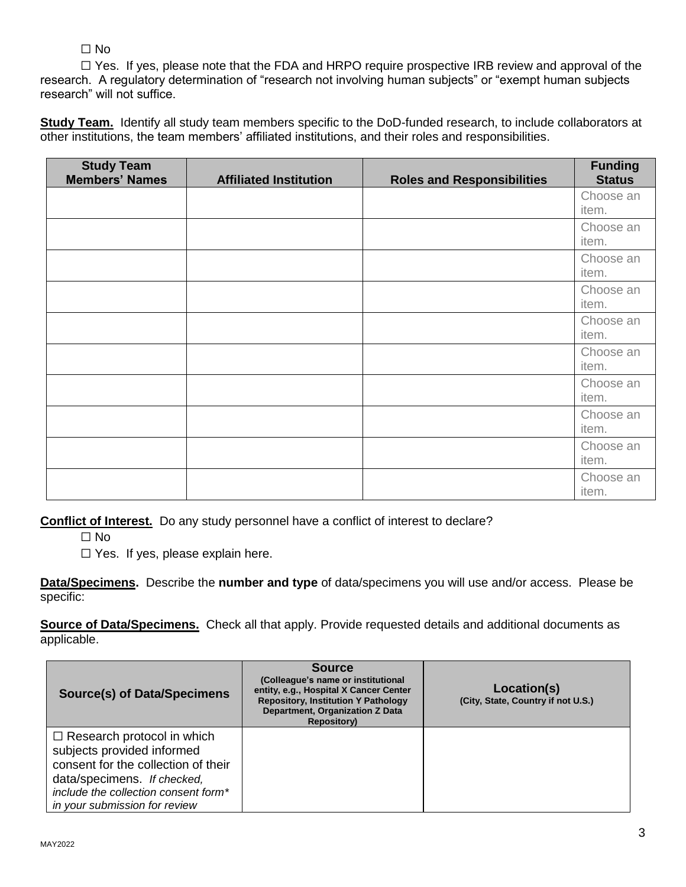☐ No

☐ Yes. If yes, please note that the FDA and HRPO require prospective IRB review and approval of the research. A regulatory determination of "research not involving human subjects" or "exempt human subjects research" will not suffice.

**Study Team.** Identify all study team members specific to the DoD-funded research, to include collaborators at other institutions, the team members' affiliated institutions, and their roles and responsibilities.

| Study Team Members' Names | Affiliated Institution | Roles and Responsibilities | Funding Status |
|---|---|---|---|
| | | | Choose an item. |
| | | | Choose an item. |
| | | | Choose an item. |
| | | | Choose an item. |
| | | | Choose an item. |
| | | | Choose an item. |
| | | | Choose an item. |
| | | | Choose an item. |
| | | | Choose an item. |
| | | | Choose an item. |

**Conflict of Interest.** Do any study personnel have a conflict of interest to declare?

☐ No

☐ Yes. If yes, please explain here.

**Data/Specimens.** Describe the **number and type** of data/specimens you will use and/or access. Please be specific:

**Source of Data/Specimens.** Check all that apply. Provide requested details and additional documents as applicable.

| Source(s) of Data/Specimens | Source (Colleague's name or institutional entity, e.g., Hospital X Cancer Center Repository, Institution Y Pathology Department, Organization Z Data Repository) | Location(s) (City, State, Country if not U.S.) |
|---|---|---|
| ☐ Research protocol in which subjects provided informed consent for the collection of their data/specimens. *If checked, include the collection consent form* in your submission for review* | | |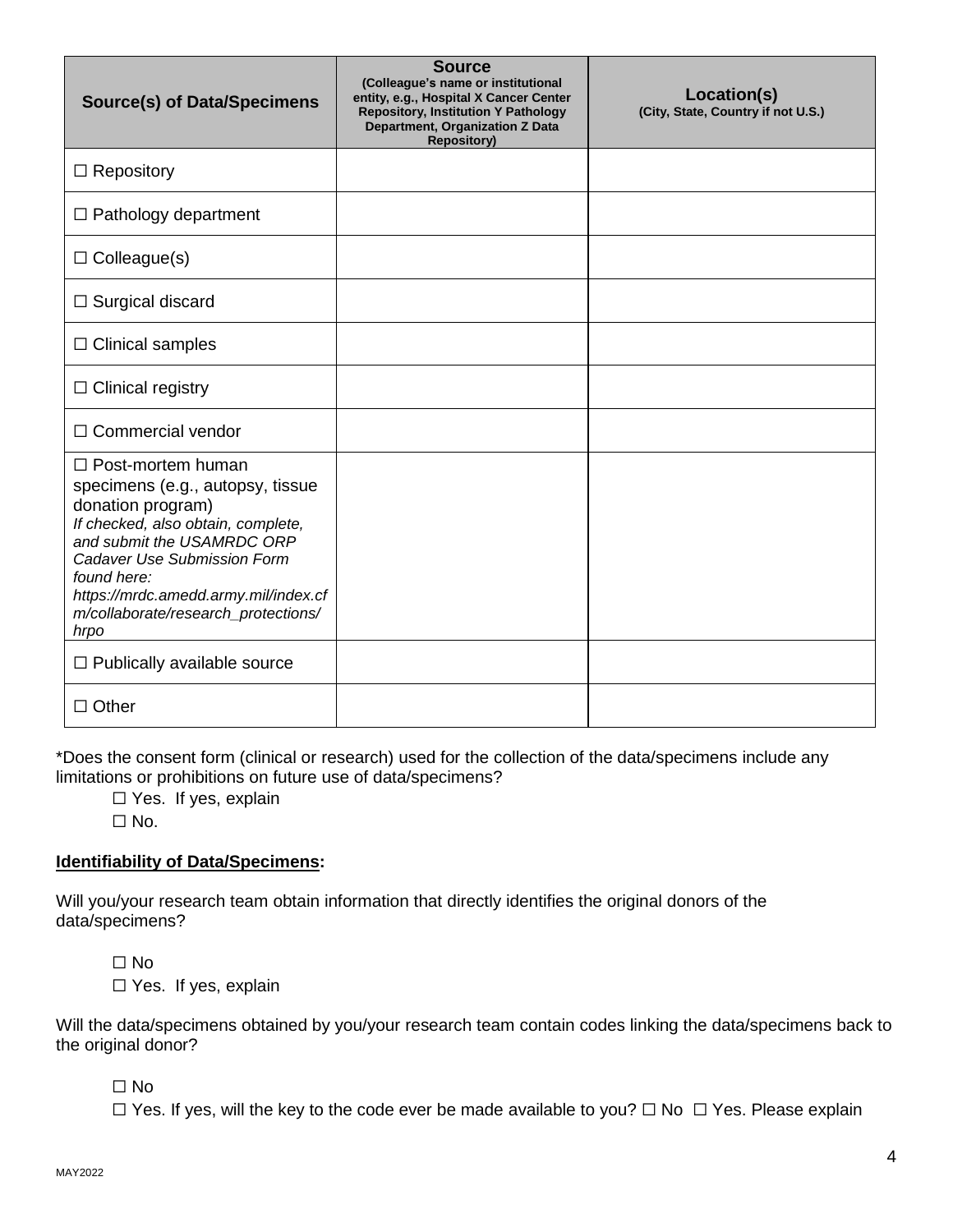| Source(s) of Data/Specimens | **Source** (Colleague's name or institutional entity, e.g., Hospital X Cancer Center Repository, Institution Y Pathology Department, Organization Z Data Repository) | **Location(s)** (City, State, Country if not U.S.) |
|---|---|---|
| ☐ Repository | | |
| ☐ Pathology department | | |
| ☐ Colleague(s) | | |
| ☐ Surgical discard | | |
| ☐ Clinical samples | | |
| ☐ Clinical registry | | |
| ☐ Commercial vendor | | |
| ☐ Post-mortem human specimens (e.g., autopsy, tissue donation program) *If checked, also obtain, complete, and submit the USAMRDC ORP Cadaver Use Submission Form found here: https://mrdc.amedd.army.mil/index.cfm/collaborate/research_protections/hrpo* | | |
| ☐ Publically available source | | |
| ☐ Other | | |

*Does the consent form (clinical or research) used for the collection of the data/specimens include any limitations or prohibitions on future use of data/specimens?

☐ Yes. If yes, explain
☐ No.

**Identifiability of Data/Specimens:**

Will you/your research team obtain information that directly identifies the original donors of the data/specimens?

☐ No
☐ Yes. If yes, explain

Will the data/specimens obtained by you/your research team contain codes linking the data/specimens back to the original donor?

☐ No
☐ Yes. If yes, will the key to the code ever be made available to you? ☐ No ☐ Yes. Please explain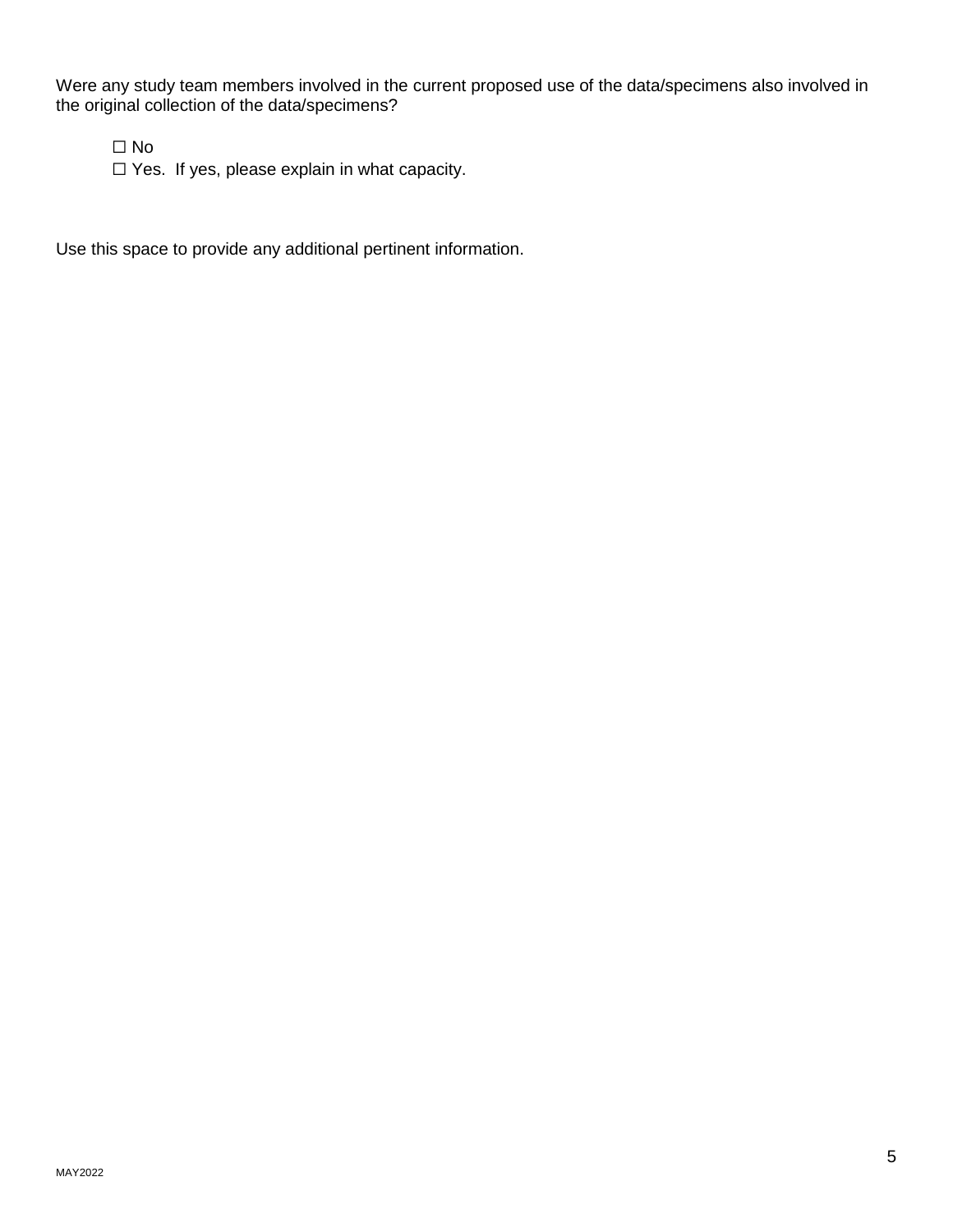Were any study team members involved in the current proposed use of the data/specimens also involved in the original collection of the data/specimens?

☐ No

☐ Yes. If yes, please explain in what capacity.

Use this space to provide any additional pertinent information.